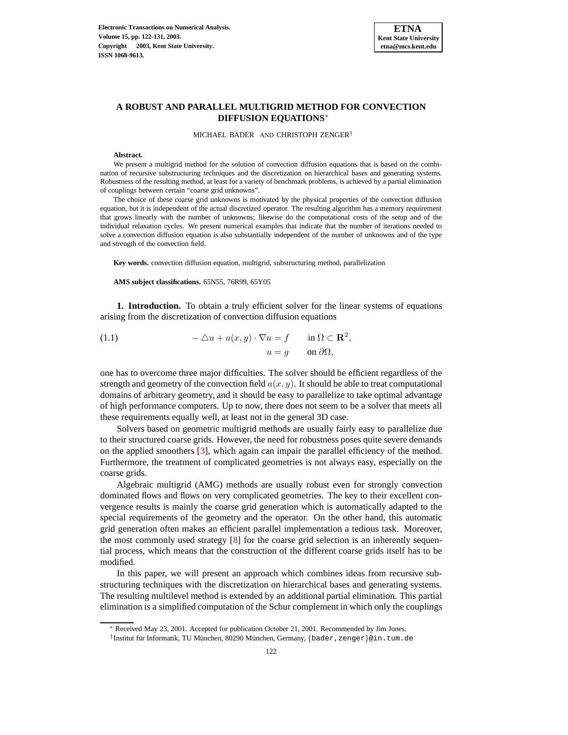# A ROBUST AND PARALLEL MULTIGRID METHOD FOR CONVECTION DIFFUSION EQUATIONS*

MICHAEL BADER AND CHRISTOPH ZENGER†

**Abstract.**

We present a multigrid method for the solution of convection diffusion equations that is based on the combination of recursive substructuring techniques and the discretization on hierarchical bases and generating systems. Robustness of the resulting method, at least for a variety of benchmark problems, is achieved by a partial elimination of couplings between certain "coarse grid unknowns".

The choice of these coarse grid unknowns is motivated by the physical properties of the convection diffusion equation, but it is independent of the actual discretized operator. The resulting algorithm has a memory requirement that grows linearly with the number of unknowns; likewise do the computational costs of the setup and of the individual relaxation cycles. We present numerical examples that indicate that the number of iterations needed to solve a convection diffusion equation is also substantially independent of the number of unknowns and of the type and strength of the convection field.

**Key words.** convection diffusion equation, multigrid, substructuring method, parallelization

**AMS subject classifications.** 65N55, 76R99, 65Y05

**1. Introduction.** To obtain a truly efficient solver for the linear systems of equations arising from the discretization of convection diffusion equations

$$
\begin{aligned}
-\triangle u + a(x, y) \cdot \nabla u &= f \qquad \text{in } \Omega \subset \mathbf{R}^2, \\
u &= g \qquad \text{on } \partial\Omega,
\end{aligned}
\tag{1.1}
$$

one has to overcome three major difficulties. The solver should be efficient regardless of the strength and geometry of the convection field $a(x, y)$. It should be able to treat computational domains of arbitrary geometry, and it should be easy to parallelize to take optimal advantage of high performance computers. Up to now, there does not seem to be a solver that meets all these requirements equally well, at least not in the general 3D case.

Solvers based on geometric multigrid methods are usually fairly easy to parallelize due to their structured coarse grids. However, the need for robustness poses quite severe demands on the applied smoothers [3], which again can impair the parallel efficiency of the method. Furthermore, the treatment of complicated geometries is not always easy, especially on the coarse grids.

Algebraic multigrid (AMG) methods are usually robust even for strongly convection dominated flows and flows on very complicated geometries. The key to their excellent convergence results is mainly the coarse grid generation which is automatically adapted to the special requirements of the geometry and the operator. On the other hand, this automatic grid generation often makes an efficient parallel implementation a tedious task. Moreover, the most commonly used strategy [8] for the coarse grid selection is an inherently sequential process, which means that the construction of the different coarse grids itself has to be modified.

In this paper, we will present an approach which combines ideas from recursive substructuring techniques with the discretization on hierarchical bases and generating systems. The resulting multilevel method is extended by an additional partial elimination. This partial elimination is a simplified computation of the Schur complement in which only the couplings

---

* Received May 23, 2001. Accepted for publication October 21, 2001. Recommended by Jim Jones.

† Institut für Informatik, TU München, 80290 München, Germany, {bader,zenger}@in.tum.de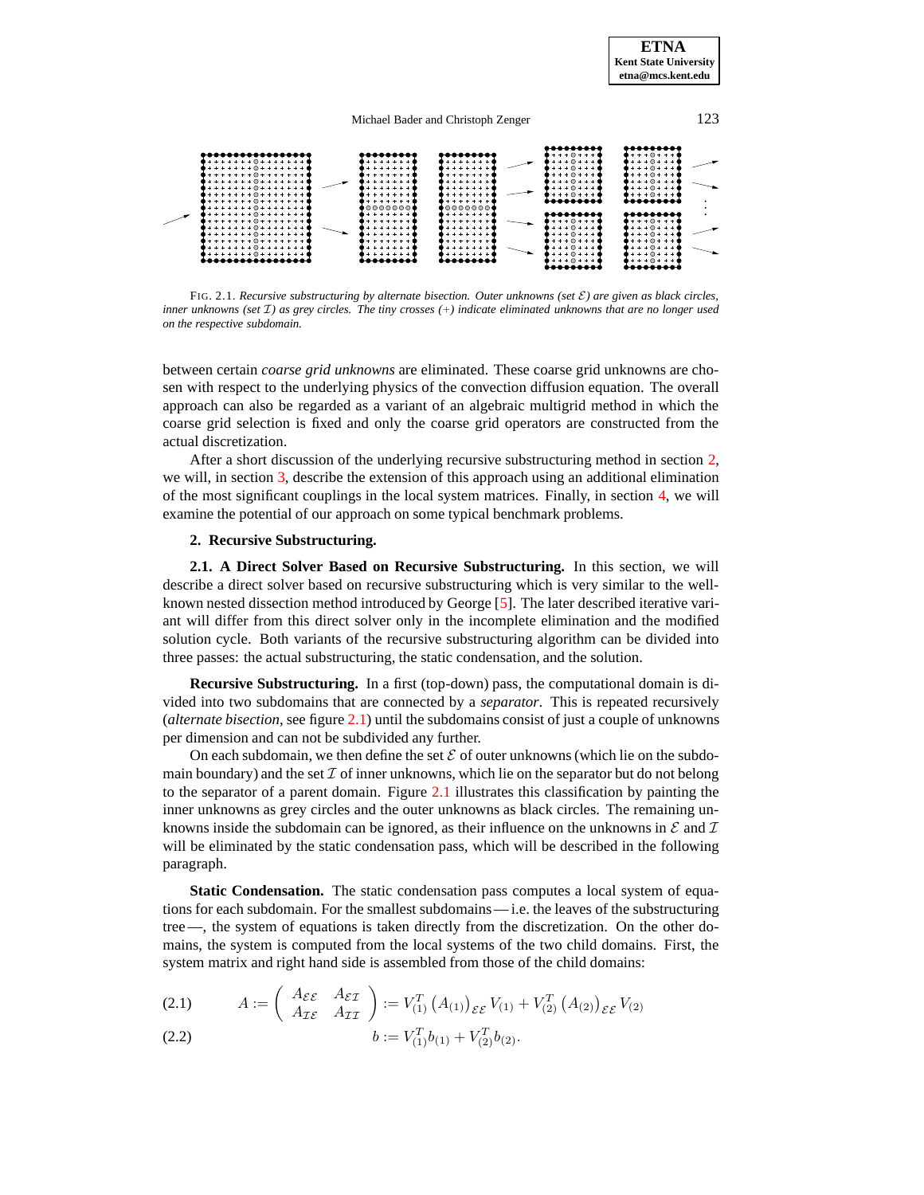FIG. 2.1. *Recursive substructuring by alternate bisection. Outer unknowns (set $\mathcal{E}$) are given as black circles, inner unknowns (set $\mathcal{I}$) as grey circles. The tiny crosses (+) indicate eliminated unknowns that are no longer used on the respective subdomain.*

between certain *coarse grid unknowns* are eliminated. These coarse grid unknowns are chosen with respect to the underlying physics of the convection diffusion equation. The overall approach can also be regarded as a variant of an algebraic multigrid method in which the coarse grid selection is fixed and only the coarse grid operators are constructed from the actual discretization.

After a short discussion of the underlying recursive substructuring method in section 2, we will, in section 3, describe the extension of this approach using an additional elimination of the most significant couplings in the local system matrices. Finally, in section 4, we will examine the potential of our approach on some typical benchmark problems.

## 2. Recursive Substructuring.

**2.1. A Direct Solver Based on Recursive Substructuring.** In this section, we will describe a direct solver based on recursive substructuring which is very similar to the well-known nested dissection method introduced by George [5]. The later described iterative variant will differ from this direct solver only in the incomplete elimination and the modified solution cycle. Both variants of the recursive substructuring algorithm can be divided into three passes: the actual substructuring, the static condensation, and the solution.

**Recursive Substructuring.** In a first (top-down) pass, the computational domain is divided into two subdomains that are connected by a *separator*. This is repeated recursively (*alternate bisection*, see figure 2.1) until the subdomains consist of just a couple of unknowns per dimension and can not be subdivided any further.

On each subdomain, we then define the set $\mathcal{E}$ of outer unknowns (which lie on the subdomain boundary) and the set $\mathcal{I}$ of inner unknowns, which lie on the separator but do not belong to the separator of a parent domain. Figure 2.1 illustrates this classification by painting the inner unknowns as grey circles and the outer unknowns as black circles. The remaining unknowns inside the subdomain can be ignored, as their influence on the unknowns in $\mathcal{E}$ and $\mathcal{I}$ will be eliminated by the static condensation pass, which will be described in the following paragraph.

**Static Condensation.** The static condensation pass computes a local system of equations for each subdomain. For the smallest subdomains — i.e. the leaves of the substructuring tree —, the system of equations is taken directly from the discretization. On the other domains, the system is computed from the local systems of the two child domains. First, the system matrix and right hand side is assembled from those of the child domains:

$$A := \begin{pmatrix} A_{\mathcal{E}\mathcal{E}} & A_{\mathcal{E}\mathcal{I}} \\ A_{\mathcal{I}\mathcal{E}} & A_{\mathcal{I}\mathcal{I}} \end{pmatrix} := V_{(1)}^T \left(A_{(1)}\right)_{\mathcal{E}\mathcal{E}} V_{(1)} + V_{(2)}^T \left(A_{(2)}\right)_{\mathcal{E}\mathcal{E}} V_{(2)} \tag{2.1}$$

$$b := V_{(1)}^T b_{(1)} + V_{(2)}^T b_{(2)}. \tag{2.2}$$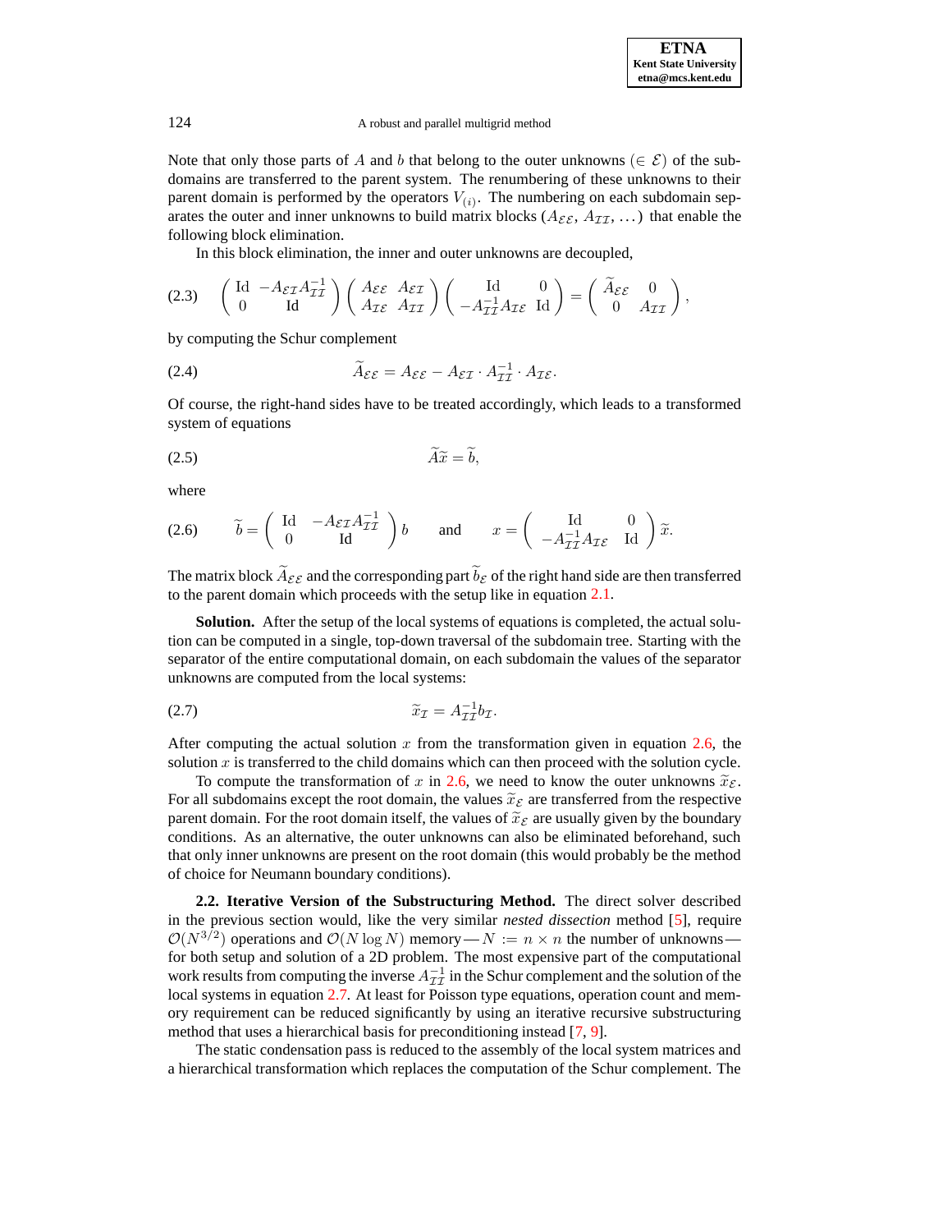Note that only those parts of $A$ and $b$ that belong to the outer unknowns ($\in \mathcal{E}$) of the subdomains are transferred to the parent system. The renumbering of these unknowns to their parent domain is performed by the operators $V_{(i)}$. The numbering on each subdomain separates the outer and inner unknowns to build matrix blocks ($A_{\mathcal{E}\mathcal{E}}$, $A_{\mathcal{I}\mathcal{I}}$, ...) that enable the following block elimination.

In this block elimination, the inner and outer unknowns are decoupled,

$$\begin{pmatrix} \mathrm{Id} & -A_{\mathcal{E}\mathcal{I}}A_{\mathcal{I}\mathcal{I}}^{-1} \\ 0 & \mathrm{Id} \end{pmatrix} \begin{pmatrix} A_{\mathcal{E}\mathcal{E}} & A_{\mathcal{E}\mathcal{I}} \\ A_{\mathcal{I}\mathcal{E}} & A_{\mathcal{I}\mathcal{I}} \end{pmatrix} \begin{pmatrix} \mathrm{Id} & 0 \\ -A_{\mathcal{I}\mathcal{I}}^{-1}A_{\mathcal{I}\mathcal{E}} & \mathrm{Id} \end{pmatrix} = \begin{pmatrix} \widetilde{A}_{\mathcal{E}\mathcal{E}} & 0 \\ 0 & A_{\mathcal{I}\mathcal{I}} \end{pmatrix}, \tag{2.3}$$

by computing the Schur complement

$$\widetilde{A}_{\mathcal{E}\mathcal{E}} = A_{\mathcal{E}\mathcal{E}} - A_{\mathcal{E}\mathcal{I}} \cdot A_{\mathcal{I}\mathcal{I}}^{-1} \cdot A_{\mathcal{I}\mathcal{E}}. \tag{2.4}$$

Of course, the right-hand sides have to be treated accordingly, which leads to a transformed system of equations

$$\widetilde{A}\widetilde{x} = \widetilde{b}, \tag{2.5}$$

where

$$\widetilde{b} = \begin{pmatrix} \mathrm{Id} & -A_{\mathcal{E}\mathcal{I}}A_{\mathcal{I}\mathcal{I}}^{-1} \\ 0 & \mathrm{Id} \end{pmatrix} b \qquad \text{and} \qquad x = \begin{pmatrix} \mathrm{Id} & 0 \\ -A_{\mathcal{I}\mathcal{I}}^{-1}A_{\mathcal{I}\mathcal{E}} & \mathrm{Id} \end{pmatrix} \widetilde{x}. \tag{2.6}$$

The matrix block $\widetilde{A}_{\mathcal{E}\mathcal{E}}$ and the corresponding part $\widetilde{b}_{\mathcal{E}}$ of the right hand side are then transferred to the parent domain which proceeds with the setup like in equation 2.1.

**Solution.** After the setup of the local systems of equations is completed, the actual solution can be computed in a single, top-down traversal of the subdomain tree. Starting with the separator of the entire computational domain, on each subdomain the values of the separator unknowns are computed from the local systems:

$$\widetilde{x}_{\mathcal{I}} = A_{\mathcal{I}\mathcal{I}}^{-1} b_{\mathcal{I}}. \tag{2.7}$$

After computing the actual solution $x$ from the transformation given in equation 2.6, the solution $x$ is transferred to the child domains which can then proceed with the solution cycle.

To compute the transformation of $x$ in 2.6, we need to know the outer unknowns $\widetilde{x}_{\mathcal{E}}$. For all subdomains except the root domain, the values $\widetilde{x}_{\mathcal{E}}$ are transferred from the respective parent domain. For the root domain itself, the values of $\widetilde{x}_{\mathcal{E}}$ are usually given by the boundary conditions. As an alternative, the outer unknowns can also be eliminated beforehand, such that only inner unknowns are present on the root domain (this would probably be the method of choice for Neumann boundary conditions).

**2.2. Iterative Version of the Substructuring Method.** The direct solver described in the previous section would, like the very similar *nested dissection* method [5], require $\mathcal{O}(N^{3/2})$ operations and $\mathcal{O}(N \log N)$ memory — $N := n \times n$ the number of unknowns — for both setup and solution of a 2D problem. The most expensive part of the computational work results from computing the inverse $A_{\mathcal{I}\mathcal{I}}^{-1}$ in the Schur complement and the solution of the local systems in equation 2.7. At least for Poisson type equations, operation count and memory requirement can be reduced significantly by using an iterative recursive substructuring method that uses a hierarchical basis for preconditioning instead [7, 9].

The static condensation pass is reduced to the assembly of the local system matrices and a hierarchical transformation which replaces the computation of the Schur complement. The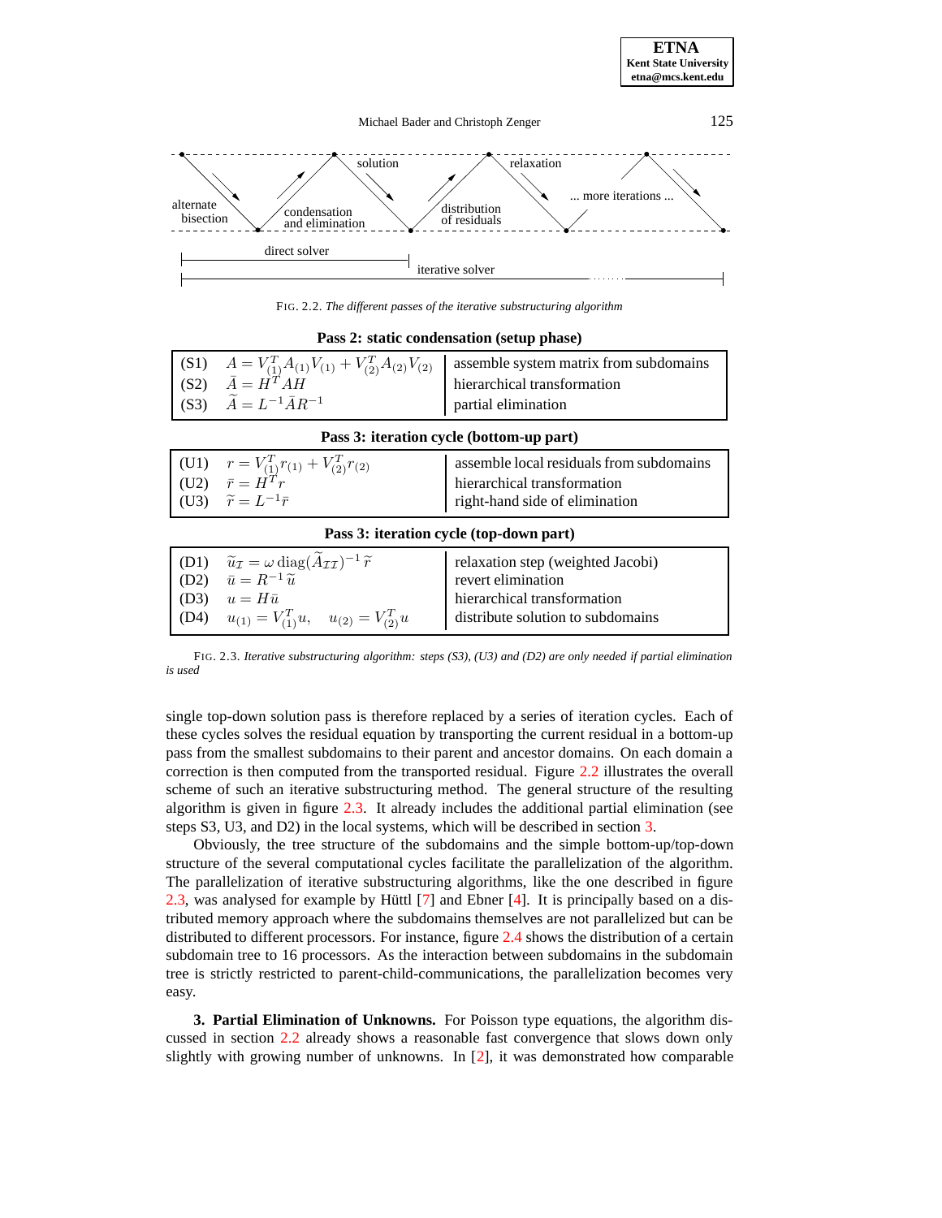FIG. 2.2. *The different passes of the iterative substructuring algorithm*

**Pass 2: static condensation (setup phase)**

| | | |
|---|---|---|
| (S1) | $A = V_{(1)}^T A_{(1)} V_{(1)} + V_{(2)}^T A_{(2)} V_{(2)}$ | assemble system matrix from subdomains |
| (S2) | $\bar{A} = H^T A H$ | hierarchical transformation |
| (S3) | $\widetilde{A} = L^{-1} \bar{A} R^{-1}$ | partial elimination |

**Pass 3: iteration cycle (bottom-up part)**

| | | |
|---|---|---|
| (U1) | $r = V_{(1)}^T r_{(1)} + V_{(2)}^T r_{(2)}$ | assemble local residuals from subdomains |
| (U2) | $\bar{r} = H^T r$ | hierarchical transformation |
| (U3) | $\widetilde{r} = L^{-1} \bar{r}$ | right-hand side of elimination |

**Pass 3: iteration cycle (top-down part)**

| | | |
|---|---|---|
| (D1) | $\widetilde{u}_{\mathcal{I}} = \omega \, \mathrm{diag}(\widetilde{A}_{\mathcal{I}\mathcal{I}})^{-1} \widetilde{r}$ | relaxation step (weighted Jacobi) |
| (D2) | $\bar{u} = R^{-1} \widetilde{u}$ | revert elimination |
| (D3) | $u = H \bar{u}$ | hierarchical transformation |
| (D4) | $u_{(1)} = V_{(1)}^T u, \quad u_{(2)} = V_{(2)}^T u$ | distribute solution to subdomains |

FIG. 2.3. *Iterative substructuring algorithm: steps (S3), (U3) and (D2) are only needed if partial elimination is used*

single top-down solution pass is therefore replaced by a series of iteration cycles. Each of these cycles solves the residual equation by transporting the current residual in a bottom-up pass from the smallest subdomains to their parent and ancestor domains. On each domain a correction is then computed from the transported residual. Figure 2.2 illustrates the overall scheme of such an iterative substructuring method. The general structure of the resulting algorithm is given in figure 2.3. It already includes the additional partial elimination (see steps S3, U3, and D2) in the local systems, which will be described in section 3.

Obviously, the tree structure of the subdomains and the simple bottom-up/top-down structure of the several computational cycles facilitate the parallelization of the algorithm. The parallelization of iterative substructuring algorithms, like the one described in figure 2.3, was analysed for example by Hüttl [7] and Ebner [4]. It is principally based on a distributed memory approach where the subdomains themselves are not parallelized but can be distributed to different processors. For instance, figure 2.4 shows the distribution of a certain subdomain tree to 16 processors. As the interaction between subdomains in the subdomain tree is strictly restricted to parent-child-communications, the parallelization becomes very easy.

**3. Partial Elimination of Unknowns.** For Poisson type equations, the algorithm discussed in section 2.2 already shows a reasonable fast convergence that slows down only slightly with growing number of unknowns. In [2], it was demonstrated how comparable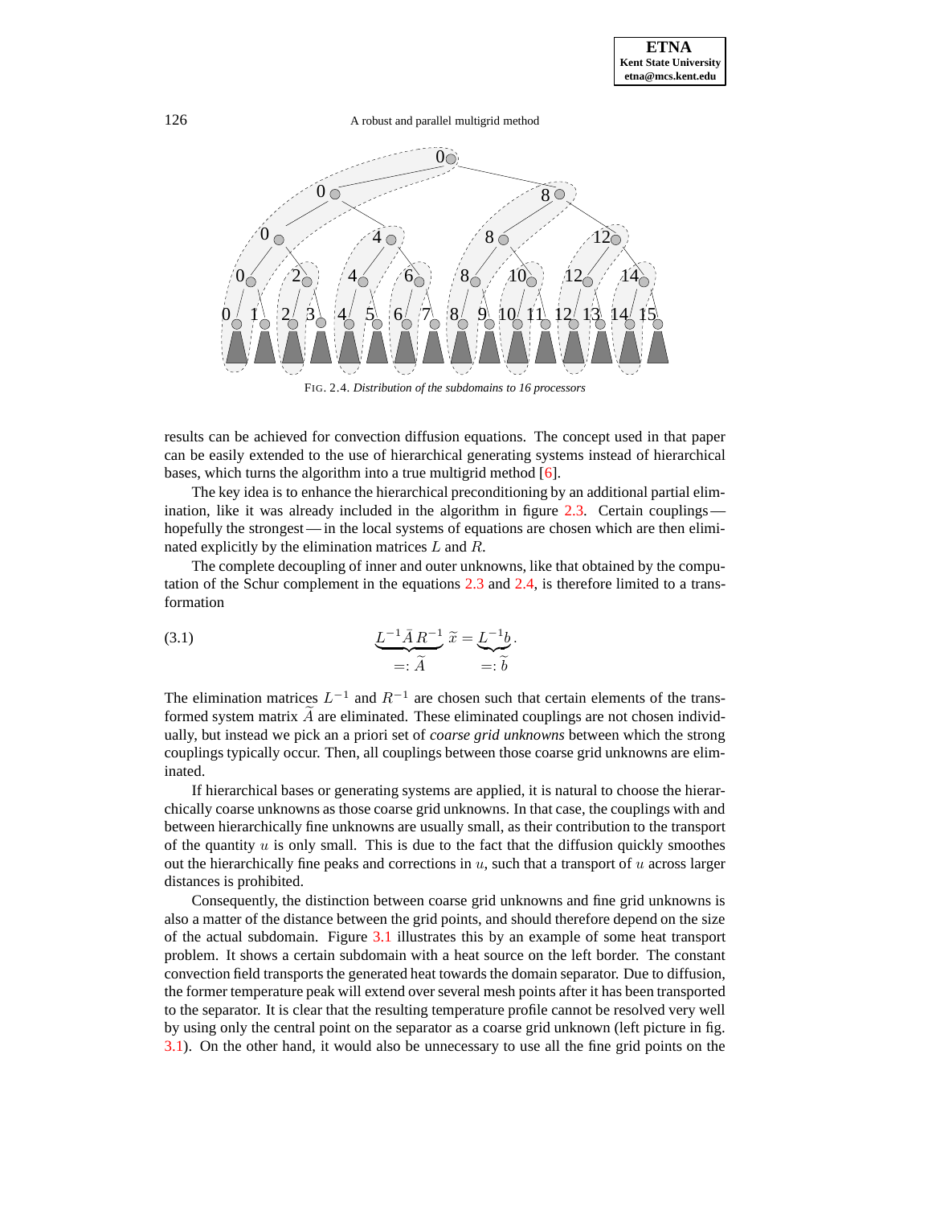FIG. 2.4. *Distribution of the subdomains to 16 processors*

results can be achieved for convection diffusion equations. The concept used in that paper can be easily extended to the use of hierarchical generating systems instead of hierarchical bases, which turns the algorithm into a true multigrid method [6].

The key idea is to enhance the hierarchical preconditioning by an additional partial elimination, like it was already included in the algorithm in figure 2.3. Certain couplings — hopefully the strongest — in the local systems of equations are chosen which are then eliminated explicitly by the elimination matrices $L$ and $R$.

The complete decoupling of inner and outer unknowns, like that obtained by the computation of the Schur complement in the equations 2.3 and 2.4, is therefore limited to a transformation

$$\underbrace{L^{-1}\bar{A}\,R^{-1}}_{=:\,\widetilde{A}}\;\widetilde{x} = \underbrace{L^{-1}b}_{=:\,\widetilde{b}}. \tag{3.1}$$

The elimination matrices $L^{-1}$ and $R^{-1}$ are chosen such that certain elements of the transformed system matrix $\widetilde{A}$ are eliminated. These eliminated couplings are not chosen individually, but instead we pick an a priori set of *coarse grid unknowns* between which the strong couplings typically occur. Then, all couplings between those coarse grid unknowns are eliminated.

If hierarchical bases or generating systems are applied, it is natural to choose the hierarchically coarse unknowns as those coarse grid unknowns. In that case, the couplings with and between hierarchically fine unknowns are usually small, as their contribution to the transport of the quantity $u$ is only small. This is due to the fact that the diffusion quickly smoothes out the hierarchically fine peaks and corrections in $u$, such that a transport of $u$ across larger distances is prohibited.

Consequently, the distinction between coarse grid unknowns and fine grid unknowns is also a matter of the distance between the grid points, and should therefore depend on the size of the actual subdomain. Figure 3.1 illustrates this by an example of some heat transport problem. It shows a certain subdomain with a heat source on the left border. The constant convection field transports the generated heat towards the domain separator. Due to diffusion, the former temperature peak will extend over several mesh points after it has been transported to the separator. It is clear that the resulting temperature profile cannot be resolved very well by using only the central point on the separator as a coarse grid unknown (left picture in fig. 3.1). On the other hand, it would also be unnecessary to use all the fine grid points on the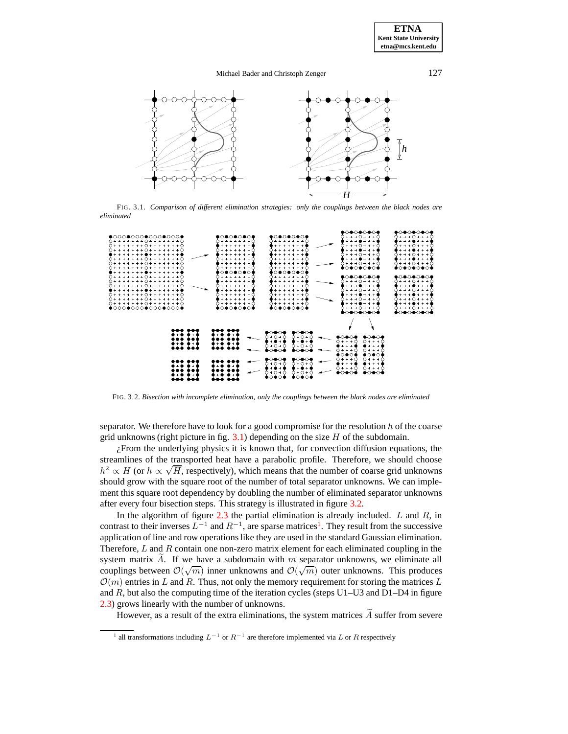FIG. 3.1. *Comparison of different elimination strategies: only the couplings between the black nodes are eliminated*

FIG. 3.2. *Bisection with incomplete elimination, only the couplings between the black nodes are eliminated*

separator. We therefore have to look for a good compromise for the resolution $h$ of the coarse grid unknowns (right picture in fig. 3.1) depending on the size $H$ of the subdomain.

¿From the underlying physics it is known that, for convection diffusion equations, the streamlines of the transported heat have a parabolic profile. Therefore, we should choose $h^2 \propto H$ (or $h \propto \sqrt{H}$, respectively), which means that the number of coarse grid unknowns should grow with the square root of the number of total separator unknowns. We can implement this square root dependency by doubling the number of eliminated separator unknowns after every four bisection steps. This strategy is illustrated in figure 3.2.

In the algorithm of figure 2.3 the partial elimination is already included. $L$ and $R$, in contrast to their inverses $L^{-1}$ and $R^{-1}$, are sparse matrices[1]. They result from the successive application of line and row operations like they are used in the standard Gaussian elimination. Therefore, $L$ and $R$ contain one non-zero matrix element for each eliminated coupling in the system matrix $\widetilde{A}$. If we have a subdomain with $m$ separator unknowns, we eliminate all couplings between $\mathcal{O}(\sqrt{m})$ inner unknowns and $\mathcal{O}(\sqrt{m})$ outer unknowns. This produces $\mathcal{O}(m)$ entries in $L$ and $R$. Thus, not only the memory requirement for storing the matrices $L$ and $R$, but also the computing time of the iteration cycles (steps U1–U3 and D1–D4 in figure 2.3) grows linearly with the number of unknowns.

However, as a result of the extra eliminations, the system matrices $\widetilde{A}$ suffer from severe

[1] all transformations including $L^{-1}$ or $R^{-1}$ are therefore implemented via $L$ or $R$ respectively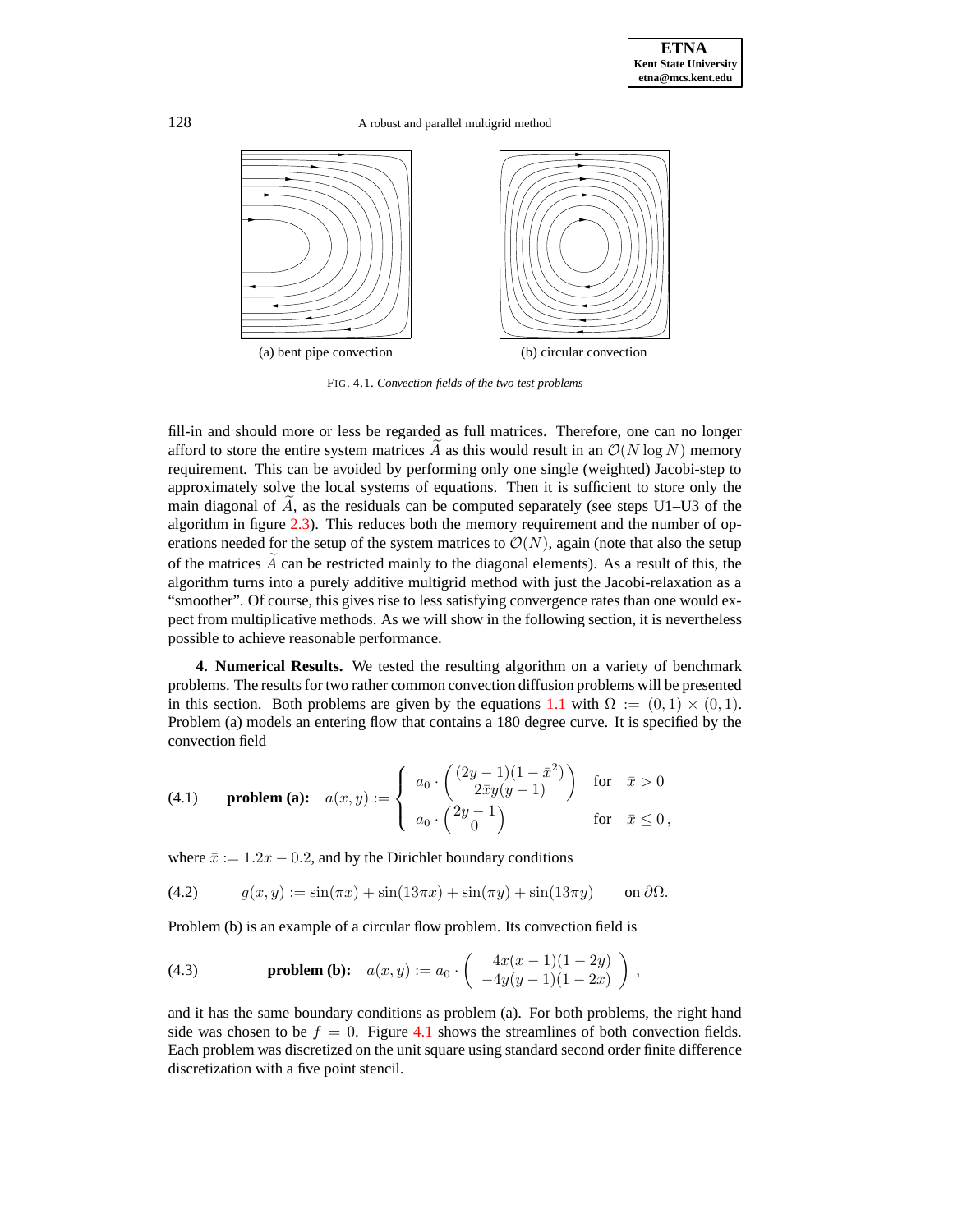(a) bent pipe convection

(b) circular convection

FIG. 4.1. *Convection fields of the two test problems*

fill-in and should more or less be regarded as full matrices. Therefore, one can no longer afford to store the entire system matrices $\widetilde{A}$ as this would result in an $\mathcal{O}(N \log N)$ memory requirement. This can be avoided by performing only one single (weighted) Jacobi-step to approximately solve the local systems of equations. Then it is sufficient to store only the main diagonal of $\widetilde{A}$, as the residuals can be computed separately (see steps U1–U3 of the algorithm in figure 2.3). This reduces both the memory requirement and the number of operations needed for the setup of the system matrices to $\mathcal{O}(N)$, again (note that also the setup of the matrices $\widetilde{A}$ can be restricted mainly to the diagonal elements). As a result of this, the algorithm turns into a purely additive multigrid method with just the Jacobi-relaxation as a "smoother". Of course, this gives rise to less satisfying convergence rates than one would expect from multiplicative methods. As we will show in the following section, it is nevertheless possible to achieve reasonable performance.

**4. Numerical Results.** We tested the resulting algorithm on a variety of benchmark problems. The results for two rather common convection diffusion problems will be presented in this section. Both problems are given by the equations 1.1 with $\Omega := (0,1) \times (0,1)$. Problem (a) models an entering flow that contains a 180 degree curve. It is specified by the convection field

$$\text{(4.1)} \qquad \textbf{problem (a):} \quad a(x,y) := \begin{cases} a_0 \cdot \begin{pmatrix} (2y-1)(1-\bar{x}^2) \\ 2\bar{x}y(y-1) \end{pmatrix} & \text{for} \quad \bar{x} > 0 \\ a_0 \cdot \begin{pmatrix} 2y-1 \\ 0 \end{pmatrix} & \text{for} \quad \bar{x} \leq 0\,, \end{cases}$$

where $\bar{x} := 1.2x - 0.2$, and by the Dirichlet boundary conditions

$$\text{(4.2)} \qquad g(x,y) := \sin(\pi x) + \sin(13\pi x) + \sin(\pi y) + \sin(13\pi y) \qquad \text{on } \partial\Omega.$$

Problem (b) is an example of a circular flow problem. Its convection field is

$$\text{(4.3)} \qquad \textbf{problem (b):} \quad a(x,y) := a_0 \cdot \begin{pmatrix} 4x(x-1)(1-2y) \\ -4y(y-1)(1-2x) \end{pmatrix},$$

and it has the same boundary conditions as problem (a). For both problems, the right hand side was chosen to be $f = 0$. Figure 4.1 shows the streamlines of both convection fields. Each problem was discretized on the unit square using standard second order finite difference discretization with a five point stencil.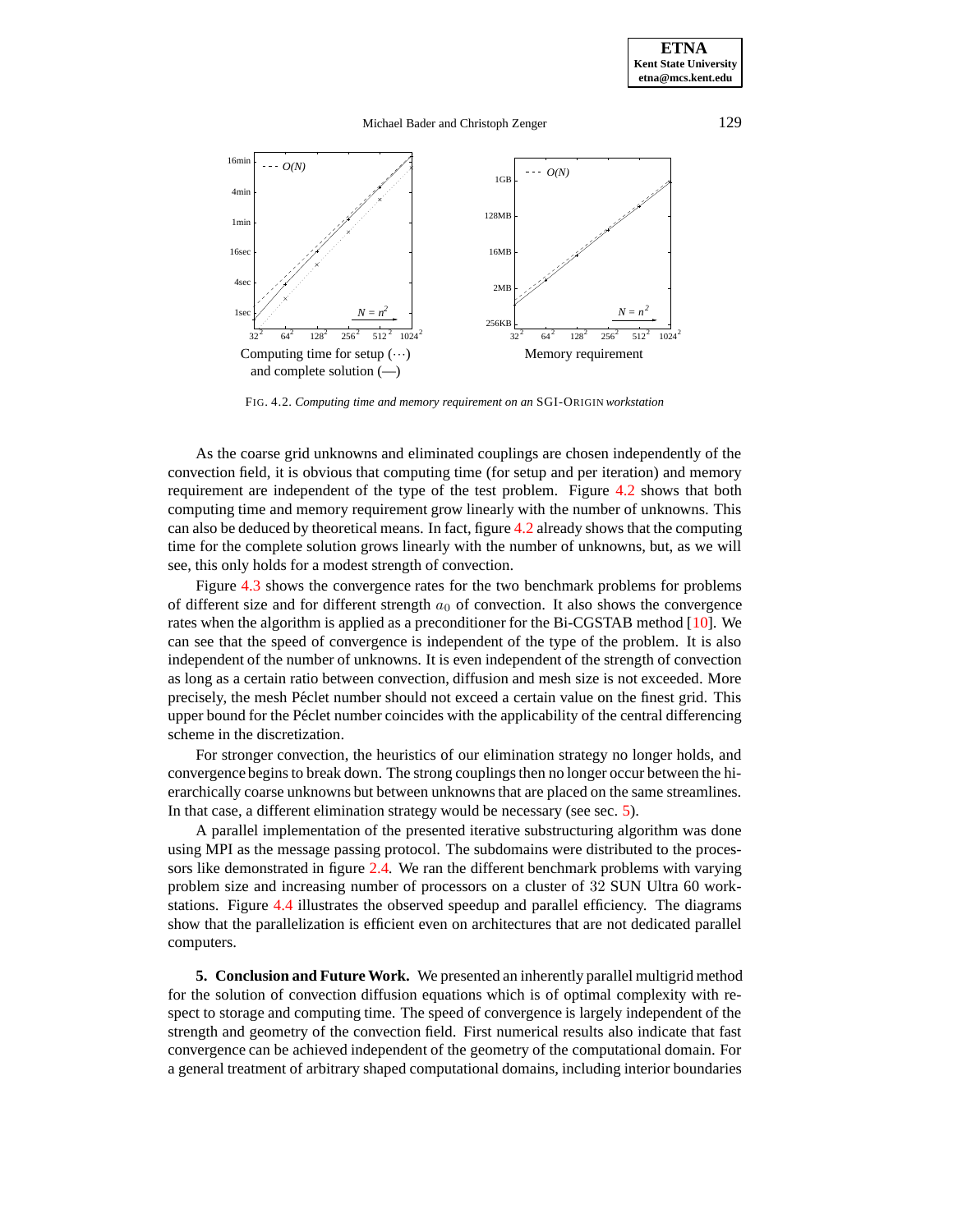Computing time for setup (···) and complete solution (—)

Memory requirement

FIG. 4.2. *Computing time and memory requirement on an* SGI-ORIGIN *workstation*

As the coarse grid unknowns and eliminated couplings are chosen independently of the convection field, it is obvious that computing time (for setup and per iteration) and memory requirement are independent of the type of the test problem. Figure 4.2 shows that both computing time and memory requirement grow linearly with the number of unknowns. This can also be deduced by theoretical means. In fact, figure 4.2 already shows that the computing time for the complete solution grows linearly with the number of unknowns, but, as we will see, this only holds for a modest strength of convection.

Figure 4.3 shows the convergence rates for the two benchmark problems for problems of different size and for different strength $a_0$ of convection. It also shows the convergence rates when the algorithm is applied as a preconditioner for the Bi-CGSTAB method [10]. We can see that the speed of convergence is independent of the type of the problem. It is also independent of the number of unknowns. It is even independent of the strength of convection as long as a certain ratio between convection, diffusion and mesh size is not exceeded. More precisely, the mesh Péclet number should not exceed a certain value on the finest grid. This upper bound for the Péclet number coincides with the applicability of the central differencing scheme in the discretization.

For stronger convection, the heuristics of our elimination strategy no longer holds, and convergence begins to break down. The strong couplings then no longer occur between the hierarchically coarse unknowns but between unknowns that are placed on the same streamlines. In that case, a different elimination strategy would be necessary (see sec. 5).

A parallel implementation of the presented iterative substructuring algorithm was done using MPI as the message passing protocol. The subdomains were distributed to the processors like demonstrated in figure 2.4. We ran the different benchmark problems with varying problem size and increasing number of processors on a cluster of 32 SUN Ultra 60 workstations. Figure 4.4 illustrates the observed speedup and parallel efficiency. The diagrams show that the parallelization is efficient even on architectures that are not dedicated parallel computers.

**5. Conclusion and Future Work.** We presented an inherently parallel multigrid method for the solution of convection diffusion equations which is of optimal complexity with respect to storage and computing time. The speed of convergence is largely independent of the strength and geometry of the convection field. First numerical results also indicate that fast convergence can be achieved independent of the geometry of the computational domain. For a general treatment of arbitrary shaped computational domains, including interior boundaries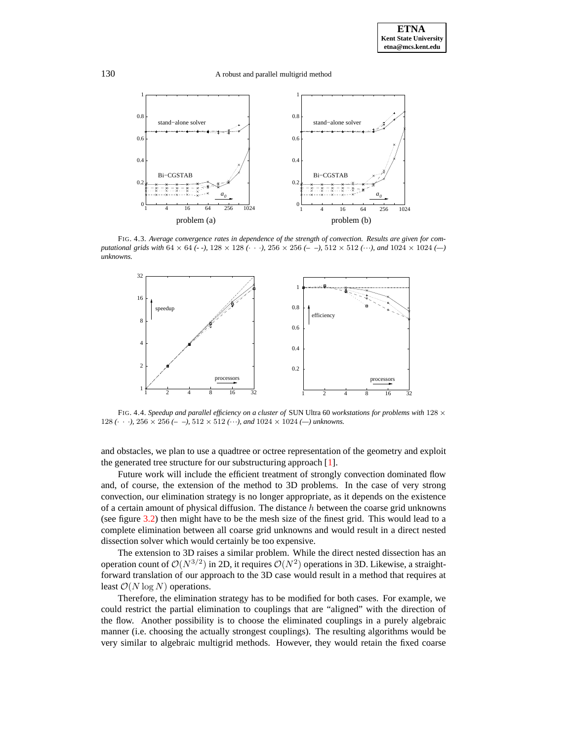FIG. 4.3. *Average convergence rates in dependence of the strength of convection. Results are given for computational grids with* $64 \times 64$ *(- -),* $128 \times 128$ *(· · ·),* $256 \times 256$ *(– –),* $512 \times 512$ *(···), and* $1024 \times 1024$ *(—) unknowns.*

FIG. 4.4. *Speedup and parallel efficiency on a cluster of* SUN Ultra 60 *workstations for problems with* $128 \times 128$ *(· · ·),* $256 \times 256$ *(– –),* $512 \times 512$ *(···), and* $1024 \times 1024$ *(—) unknowns.*

and obstacles, we plan to use a quadtree or octree representation of the geometry and exploit the generated tree structure for our substructuring approach [1].

Future work will include the efficient treatment of strongly convection dominated flow and, of course, the extension of the method to 3D problems. In the case of very strong convection, our elimination strategy is no longer appropriate, as it depends on the existence of a certain amount of physical diffusion. The distance $h$ between the coarse grid unknowns (see figure 3.2) then might have to be the mesh size of the finest grid. This would lead to a complete elimination between all coarse grid unknowns and would result in a direct nested dissection solver which would certainly be too expensive.

The extension to 3D raises a similar problem. While the direct nested dissection has an operation count of $\mathcal{O}(N^{3/2})$ in 2D, it requires $\mathcal{O}(N^2)$ operations in 3D. Likewise, a straightforward translation of our approach to the 3D case would result in a method that requires at least $\mathcal{O}(N \log N)$ operations.

Therefore, the elimination strategy has to be modified for both cases. For example, we could restrict the partial elimination to couplings that are "aligned" with the direction of the flow. Another possibility is to choose the eliminated couplings in a purely algebraic manner (i.e. choosing the actually strongest couplings). The resulting algorithms would be very similar to algebraic multigrid methods. However, they would retain the fixed coarse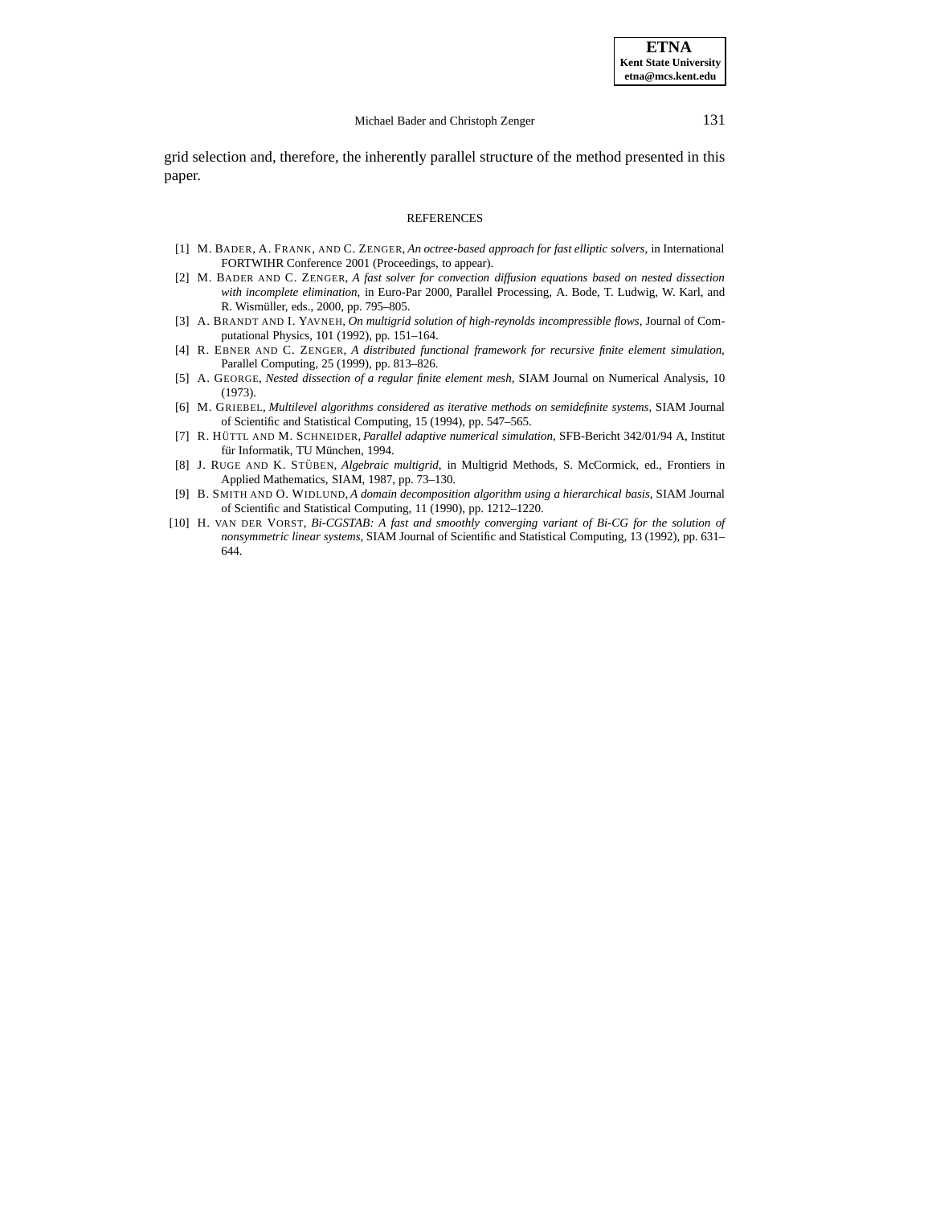grid selection and, therefore, the inherently parallel structure of the method presented in this paper.

## REFERENCES

[1] M. Bader, A. Frank, and C. Zenger, *An octree-based approach for fast elliptic solvers*, in International FORTWIHR Conference 2001 (Proceedings, to appear).

[2] M. Bader and C. Zenger, *A fast solver for convection diffusion equations based on nested dissection with incomplete elimination*, in Euro-Par 2000, Parallel Processing, A. Bode, T. Ludwig, W. Karl, and R. Wismüller, eds., 2000, pp. 795–805.

[3] A. Brandt and I. Yavneh, *On multigrid solution of high-reynolds incompressible flows*, Journal of Computational Physics, 101 (1992), pp. 151–164.

[4] R. Ebner and C. Zenger, *A distributed functional framework for recursive finite element simulation*, Parallel Computing, 25 (1999), pp. 813–826.

[5] A. George, *Nested dissection of a regular finite element mesh*, SIAM Journal on Numerical Analysis, 10 (1973).

[6] M. Griebel, *Multilevel algorithms considered as iterative methods on semidefinite systems*, SIAM Journal of Scientific and Statistical Computing, 15 (1994), pp. 547–565.

[7] R. Hüttl and M. Schneider, *Parallel adaptive numerical simulation*, SFB-Bericht 342/01/94 A, Institut für Informatik, TU München, 1994.

[8] J. Ruge and K. Stüben, *Algebraic multigrid*, in Multigrid Methods, S. McCormick, ed., Frontiers in Applied Mathematics, SIAM, 1987, pp. 73–130.

[9] B. Smith and O. Widlund, *A domain decomposition algorithm using a hierarchical basis*, SIAM Journal of Scientific and Statistical Computing, 11 (1990), pp. 1212–1220.

[10] H. van der Vorst, *Bi-CGSTAB: A fast and smoothly converging variant of Bi-CG for the solution of nonsymmetric linear systems*, SIAM Journal of Scientific and Statistical Computing, 13 (1992), pp. 631–644.